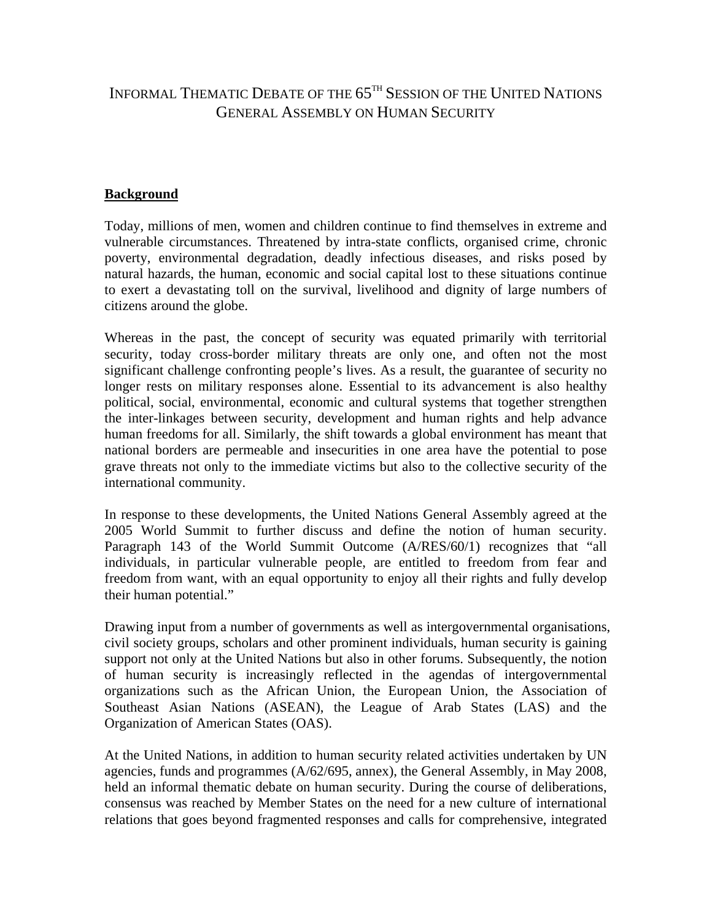# Informal Thematic Debate of the 65th Session of the United Nations General Assembly on Human Security

## Background

Today, millions of men, women and children continue to find themselves in extreme and vulnerable circumstances. Threatened by intra-state conflicts, organised crime, chronic poverty, environmental degradation, deadly infectious diseases, and risks posed by natural hazards, the human, economic and social capital lost to these situations continue to exert a devastating toll on the survival, livelihood and dignity of large numbers of citizens around the globe.

Whereas in the past, the concept of security was equated primarily with territorial security, today cross-border military threats are only one, and often not the most significant challenge confronting people's lives. As a result, the guarantee of security no longer rests on military responses alone. Essential to its advancement is also healthy political, social, environmental, economic and cultural systems that together strengthen the inter-linkages between security, development and human rights and help advance human freedoms for all. Similarly, the shift towards a global environment has meant that national borders are permeable and insecurities in one area have the potential to pose grave threats not only to the immediate victims but also to the collective security of the international community.

In response to these developments, the United Nations General Assembly agreed at the 2005 World Summit to further discuss and define the notion of human security. Paragraph 143 of the World Summit Outcome (A/RES/60/1) recognizes that "all individuals, in particular vulnerable people, are entitled to freedom from fear and freedom from want, with an equal opportunity to enjoy all their rights and fully develop their human potential."

Drawing input from a number of governments as well as intergovernmental organisations, civil society groups, scholars and other prominent individuals, human security is gaining support not only at the United Nations but also in other forums. Subsequently, the notion of human security is increasingly reflected in the agendas of intergovernmental organizations such as the African Union, the European Union, the Association of Southeast Asian Nations (ASEAN), the League of Arab States (LAS) and the Organization of American States (OAS).

At the United Nations, in addition to human security related activities undertaken by UN agencies, funds and programmes (A/62/695, annex), the General Assembly, in May 2008, held an informal thematic debate on human security. During the course of deliberations, consensus was reached by Member States on the need for a new culture of international relations that goes beyond fragmented responses and calls for comprehensive, integrated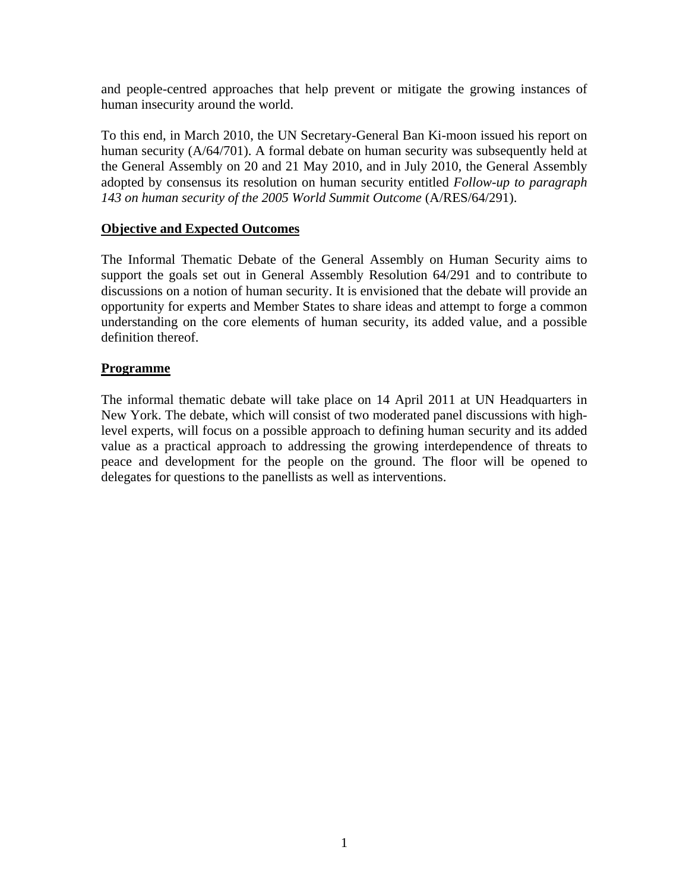and people-centred approaches that help prevent or mitigate the growing instances of human insecurity around the world.

To this end, in March 2010, the UN Secretary-General Ban Ki-moon issued his report on human security (A/64/701). A formal debate on human security was subsequently held at the General Assembly on 20 and 21 May 2010, and in July 2010, the General Assembly adopted by consensus its resolution on human security entitled *Follow-up to paragraph 143 on human security of the 2005 World Summit Outcome* (A/RES/64/291).

## Objective and Expected Outcomes

The Informal Thematic Debate of the General Assembly on Human Security aims to support the goals set out in General Assembly Resolution 64/291 and to contribute to discussions on a notion of human security. It is envisioned that the debate will provide an opportunity for experts and Member States to share ideas and attempt to forge a common understanding on the core elements of human security, its added value, and a possible definition thereof.

## Programme

The informal thematic debate will take place on 14 April 2011 at UN Headquarters in New York. The debate, which will consist of two moderated panel discussions with high-level experts, will focus on a possible approach to defining human security and its added value as a practical approach to addressing the growing interdependence of threats to peace and development for the people on the ground. The floor will be opened to delegates for questions to the panellists as well as interventions.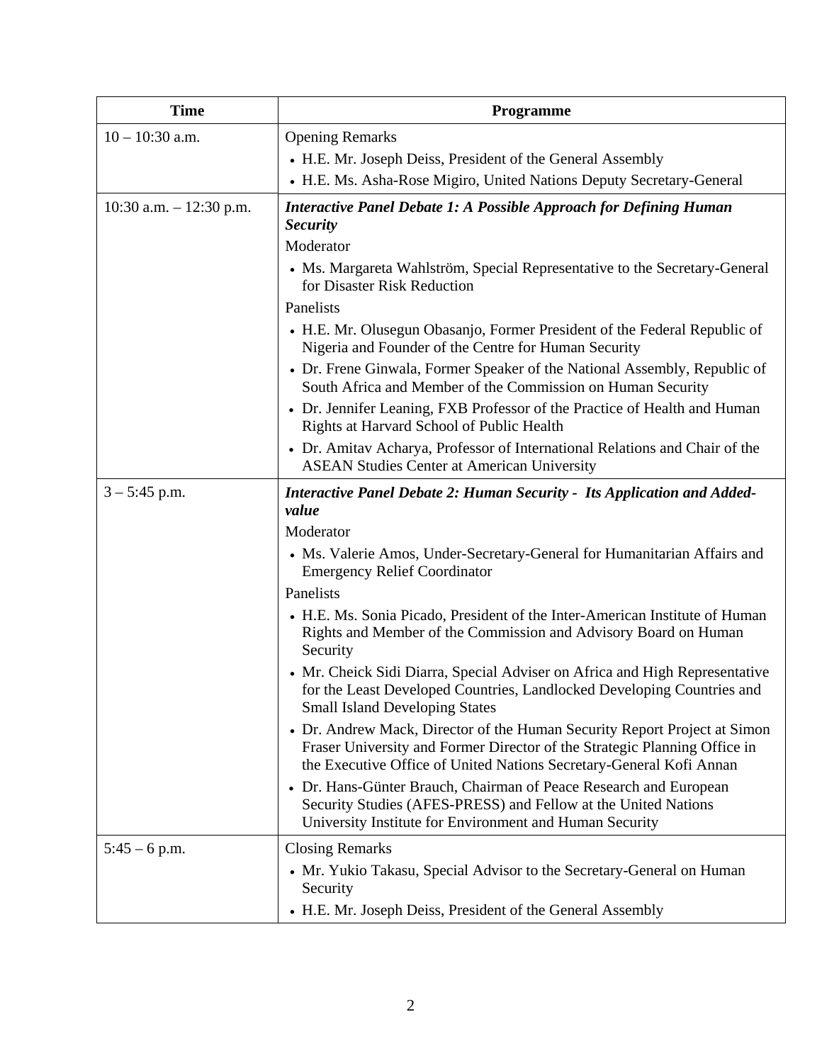| Time | Programme |
|---|---|
| 10 – 10:30 a.m. | Opening Remarks<br>• H.E. Mr. Joseph Deiss, President of the General Assembly<br>• H.E. Ms. Asha-Rose Migiro, United Nations Deputy Secretary-General |
| 10:30 a.m. – 12:30 p.m. | ***Interactive Panel Debate 1: A Possible Approach for Defining Human Security***<br>Moderator<br>• Ms. Margareta Wahlström, Special Representative to the Secretary-General for Disaster Risk Reduction<br>Panelists<br>• H.E. Mr. Olusegun Obasanjo, Former President of the Federal Republic of Nigeria and Founder of the Centre for Human Security<br>• Dr. Frene Ginwala, Former Speaker of the National Assembly, Republic of South Africa and Member of the Commission on Human Security<br>• Dr. Jennifer Leaning, FXB Professor of the Practice of Health and Human Rights at Harvard School of Public Health<br>• Dr. Amitav Acharya, Professor of International Relations and Chair of the ASEAN Studies Center at American University |
| 3 – 5:45 p.m. | ***Interactive Panel Debate 2: Human Security - Its Application and Added-value***<br>Moderator<br>• Ms. Valerie Amos, Under-Secretary-General for Humanitarian Affairs and Emergency Relief Coordinator<br>Panelists<br>• H.E. Ms. Sonia Picado, President of the Inter-American Institute of Human Rights and Member of the Commission and Advisory Board on Human Security<br>• Mr. Cheick Sidi Diarra, Special Adviser on Africa and High Representative for the Least Developed Countries, Landlocked Developing Countries and Small Island Developing States<br>• Dr. Andrew Mack, Director of the Human Security Report Project at Simon Fraser University and Former Director of the Strategic Planning Office in the Executive Office of United Nations Secretary-General Kofi Annan<br>• Dr. Hans-Günter Brauch, Chairman of Peace Research and European Security Studies (AFES-PRESS) and Fellow at the United Nations University Institute for Environment and Human Security |
| 5:45 – 6 p.m. | Closing Remarks<br>• Mr. Yukio Takasu, Special Advisor to the Secretary-General on Human Security<br>• H.E. Mr. Joseph Deiss, President of the General Assembly |